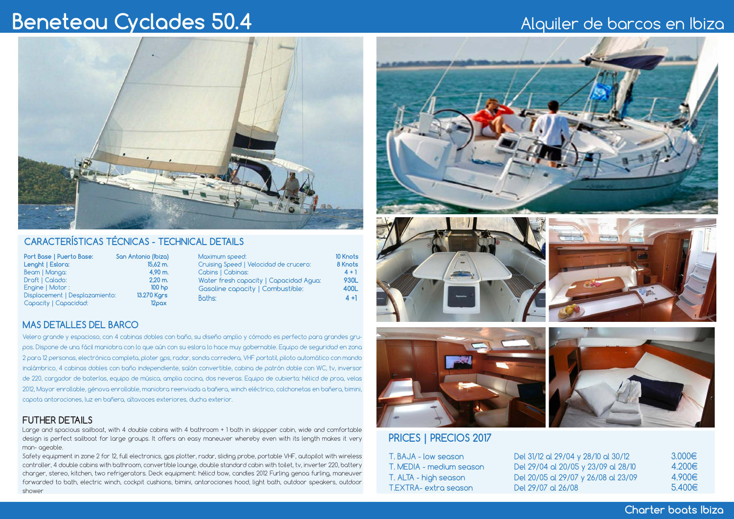# Beneteau Cyclades 50.4

Alquiler de barcos en Ibiza

## CARACTERÍSTICAS TÉCNICAS - TECHNICAL DETAILS

| | |
|---|---|
| Port Base \| Puerto Base: | San Antonio (Ibiza) |
| Lenght \| Eslora: | 15,62 m. |
| Beam \| Manga: | 4,90 m. |
| Draft \| Calado: | 2,20 m. |
| Engine \| Motor : | 100 hp |
| Displacement \| Desplazamiento: | 13.270 Kgrs |
| Capacity \| Capacidad: | 12pax |
| Maximum speed: | 10 Knots |
| Cruising Speed \| Velocidad de crucero: | 8 Knots |
| Cabins \| Cabinas: | 4 + 1 |
| Water fresh capacity \| Capacidad Agua: | 930L |
| Gasoline capacity \| Combustible: | 400L |
| Baths: | 4 +1 |

## MAS DETALLES DEL BARCO

Velero grande y espacioso, con 4 cabinas dobles con baño, su diseño amplio y cómodo es perfecto para grandes grupos. Dispone de una fácil maniobra con lo que aún con su eslora lo hace muy gobernable. Equipo de seguridad en zona 2 para 12 personas, electrónica completa, ploter gps, radar, sonda corredera, VHF portatil, piloto automático con mando inalámbrico, 4 cabinas dobles con baño independiente, salón convertible, cabina de patrón doble con WC, tv, inversor de 220, cargador de baterías, equipo de música, amplia cocina, dos neveras. Equipo de cubierta: hélicd de proa, velas 2012, Mayor enrollable, génova enrollable, maniobra reenviada a bañera, winch eléctrico, colchonetas en bañera, bimini, capota antorociones, luz en bañera, altavoces exteriores, ducha exterior.

## FUTHER DETAILS

Large and spacious sailboat, with 4 double cabins with 4 bathroom + 1 bath in skippper cabin, wide and comfortable design is perfect sailboat for large groups. It offers an easy maneuver whereby even with its length makes it very man- ageable.

Safety equipment in zone 2 for 12, full electronics, gps plotter, radar, sliding probe, portable VHF, autopilot with wireless controller, 4 double cabins with bathroom, convertible lounge, double standard cabin with toilet, tv, inverter 220, battery charger, stereo, kitchen, two refrigerators. Deck equipment: hélicd bow, candles 2012 Furling genoa furling, maneuver forwarded to bath, electric winch, cockpit cushions, bimini, antorociones hood, light bath, outdoor speakers, outdoor shower

## PRICES | PRECIOS 2017

| | | |
|---|---|---|
| T. BAJA - low season | Del 31/12 al 29/04 y 28/10 al 30/12 | 3.000€ |
| T. MEDIA - medium season | Del 29/04 al 20/05 y 23/09 al 28/10 | 4.200€ |
| T. ALTA - high season | Del 20/05 al 29/07 y 26/08 al 23/09 | 4.900€ |
| T.EXTRA- extra season | Del 29/07 al 26/08 | 5.400€ |

Charter boats Ibiza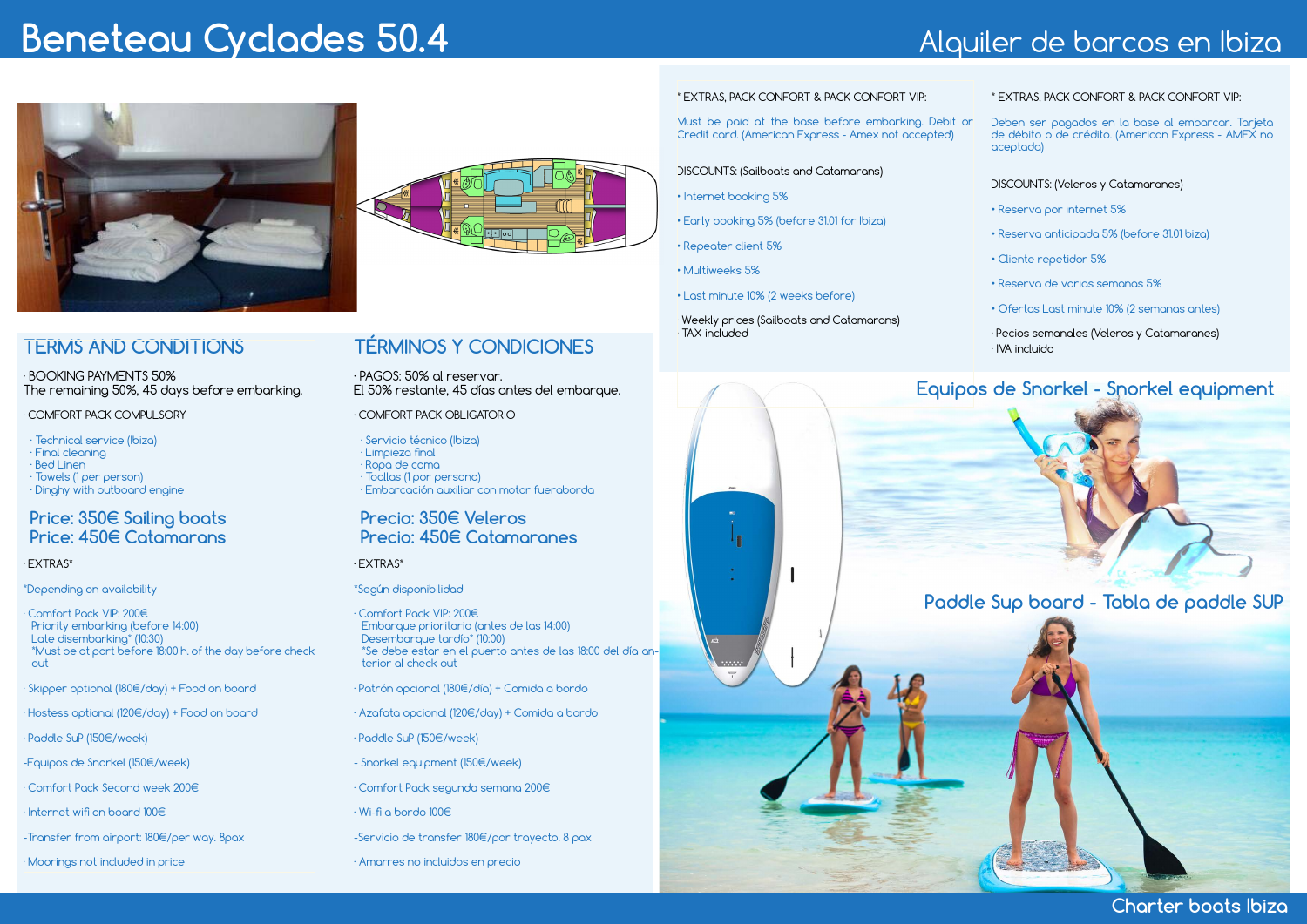# Beneteau Cyclades 50.4

## Alquiler de barcos en Ibiza

## TERMS AND CONDITIONS

· BOOKING PAYMENTS 50%
The remaining 50%, 45 days before embarking.

· COMFORT PACK COMPULSORY

· Technical service (Ibiza)
· Final cleaning
· Bed Linen
· Towels (1 per person)
· Dinghy with outboard engine

**Price: 350€ Sailing boats**
**Price: 450€ Catamarans**

· EXTRAS*

*Depending on availability

· Comfort Pack VIP: 200€
Priority embarking (before 14:00)
Late disembarking* (10:30)
*Must be at port before 18:00 h. of the day before check out

· Skipper optional (180€/day) + Food on board

· Hostess optional (120€/day) + Food on board

· Paddle SuP (150€/week)

-Equipos de Snorkel (150€/week)

· Comfort Pack Second week 200€

· Internet wifi on board 100€

-Transfer from airport: 180€/per way. 8pax

· Moorings not included in price

## TÉRMINOS Y CONDICIONES

· PAGOS: 50% al reservar.
El 50% restante, 45 días antes del embarque.

· COMFORT PACK OBLIGATORIO

· Servicio técnico (Ibiza)
· Limpieza final
· Ropa de cama
· Toallas (1 por persona)
· Embarcación auxiliar con motor fueraborda

**Precio: 350€ Veleros**
**Precio: 450€ Catamaranes**

· EXTRAS*

*Según disponibilidad

· Comfort Pack VIP: 200€
Embarque prioritario (antes de las 14:00)
Desembarque tardío* (10:00)
*Se debe estar en el puerto antes de las 18:00 del día anterior al check out

· Patrón opcional (180€/día) + Comida a bordo

· Azafata opcional (120€/day) + Comida a bordo

· Paddle SuP (150€/week)

- Snorkel equipment (150€/week)

· Comfort Pack segunda semana 200€

· Wi-fi a bordo 100€

-Servicio de transfer 180€/por trayecto. 8 pax

· Amarres no incluidos en precio

* EXTRAS, PACK CONFORT & PACK CONFORT VIP:

Must be paid at the base before embarking. Debit or Credit card. (American Express - Amex not accepted)

DISCOUNTS: (Sailboats and Catamarans)

• Internet booking 5%
• Early booking 5% (before 31.01 for Ibiza)
• Repeater client 5%
• Multiweeks 5%
• Last minute 10% (2 weeks before)

· Weekly prices (Sailboats and Catamarans)
· TAX included

* EXTRAS, PACK CONFORT & PACK CONFORT VIP:

Deben ser pagados en la base al embarcar. Tarjeta de débito o de crédito. (American Express - AMEX no aceptada)

DISCOUNTS: (Veleros y Catamaranes)

• Reserva por internet 5%
• Reserva anticipada 5% (before 31.01 ibiza)
• Cliente repetidor 5%
• Reserva de varias semanas 5%
• Ofertas Last minute 10% (2 semanas antes)

· Pecios semanales (Veleros y Catamaranes)
· IVA incluido

## Equipos de Snorkel - Snorkel equipment

## Paddle Sup board - Tabla de paddle SUP

Charter boats Ibiza